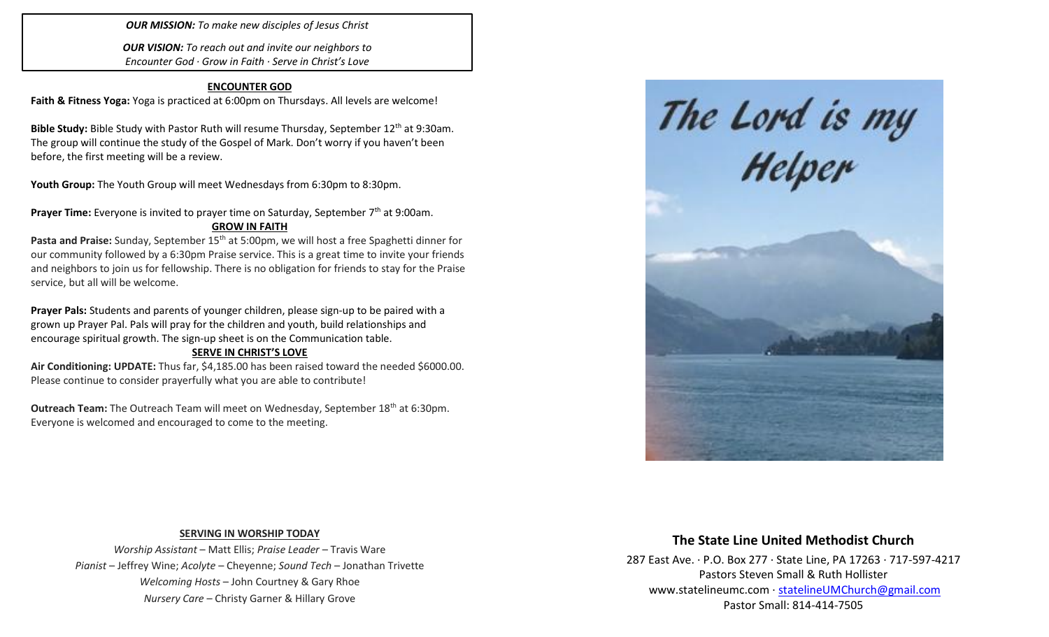***OUR MISSION:*** *To make new disciples of Jesus Christ*

***OUR VISION:*** *To reach out and invite our neighbors to Encounter God · Grow in Faith · Serve in Christ's Love*

## ENCOUNTER GOD

**Faith & Fitness Yoga:** Yoga is practiced at 6:00pm on Thursdays. All levels are welcome!

**Bible Study:** Bible Study with Pastor Ruth will resume Thursday, September 12th at 9:30am. The group will continue the study of the Gospel of Mark. Don't worry if you haven't been before, the first meeting will be a review.

**Youth Group:** The Youth Group will meet Wednesdays from 6:30pm to 8:30pm.

**Prayer Time:** Everyone is invited to prayer time on Saturday, September 7th at 9:00am.

## GROW IN FAITH

**Pasta and Praise:** Sunday, September 15th at 5:00pm, we will host a free Spaghetti dinner for our community followed by a 6:30pm Praise service. This is a great time to invite your friends and neighbors to join us for fellowship. There is no obligation for friends to stay for the Praise service, but all will be welcome.

**Prayer Pals:** Students and parents of younger children, please sign-up to be paired with a grown up Prayer Pal. Pals will pray for the children and youth, build relationships and encourage spiritual growth. The sign-up sheet is on the Communication table.

## SERVE IN CHRIST'S LOVE

**Air Conditioning: UPDATE:** Thus far, $4,185.00 has been raised toward the needed $6000.00. Please continue to consider prayerfully what you are able to contribute!

**Outreach Team:** The Outreach Team will meet on Wednesday, September 18th at 6:30pm. Everyone is welcomed and encouraged to come to the meeting.

## SERVING IN WORSHIP TODAY

*Worship Assistant* – Matt Ellis; *Praise Leader* – Travis Ware
*Pianist* – Jeffrey Wine; *Acolyte* – Cheyenne; *Sound Tech* – Jonathan Trivette
*Welcoming Hosts* – John Courtney & Gary Rhoe
*Nursery Care* – Christy Garner & Hillary Grove

# The Lord is my Helper

## The State Line United Methodist Church

287 East Ave. · P.O. Box 277 · State Line, PA 17263 · 717-597-4217
Pastors Steven Small & Ruth Hollister
www.statelineumc.com · statelineUMChurch@gmail.com
Pastor Small: 814-414-7505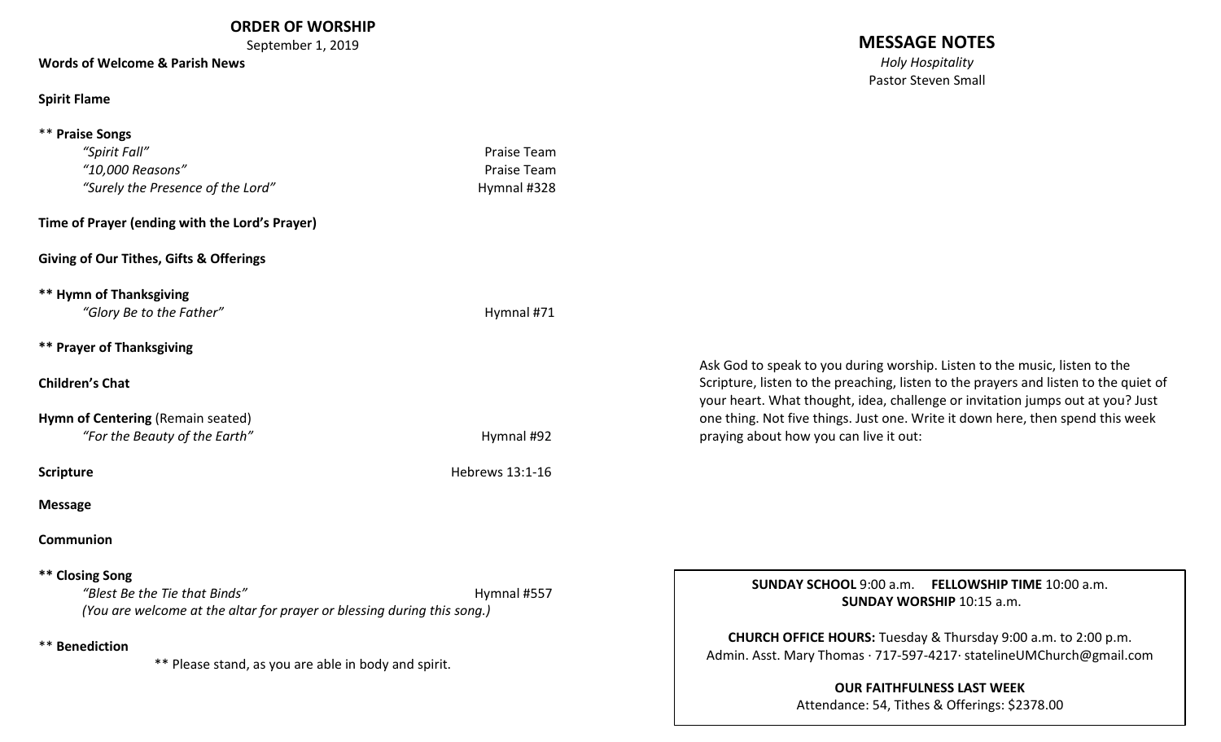## ORDER OF WORSHIP

September 1, 2019

**Words of Welcome & Parish News**

**Spirit Flame**

** **Praise Songs**

*"Spirit Fall"* — Praise Team

*"10,000 Reasons"* — Praise Team

*"Surely the Presence of the Lord"* — Hymnal #328

**Time of Prayer (ending with the Lord's Prayer)**

**Giving of Our Tithes, Gifts & Offerings**

**** Hymn of Thanksgiving**

*"Glory Be to the Father"* — Hymnal #71

**** Prayer of Thanksgiving**

**Children's Chat**

**Hymn of Centering** (Remain seated)

*"For the Beauty of the Earth"* — Hymnal #92

**Scripture** — Hebrews 13:1-16

**Message**

**Communion**

**** Closing Song**

*"Blest Be the Tie that Binds"* — Hymnal #557

*(You are welcome at the altar for prayer or blessing during this song.)*

** **Benediction**

** Please stand, as you are able in body and spirit.

## MESSAGE NOTES

*Holy Hospitality*

Pastor Steven Small

Ask God to speak to you during worship. Listen to the music, listen to the Scripture, listen to the preaching, listen to the prayers and listen to the quiet of your heart. What thought, idea, challenge or invitation jumps out at you? Just one thing. Not five things. Just one. Write it down here, then spend this week praying about how you can live it out:

**SUNDAY SCHOOL** 9:00 a.m. **FELLOWSHIP TIME** 10:00 a.m.
**SUNDAY WORSHIP** 10:15 a.m.

**CHURCH OFFICE HOURS:** Tuesday & Thursday 9:00 a.m. to 2:00 p.m.
Admin. Asst. Mary Thomas · 717-597-4217· statelineUMChurch@gmail.com

**OUR FAITHFULNESS LAST WEEK**
Attendance: 54, Tithes & Offerings: $2378.00